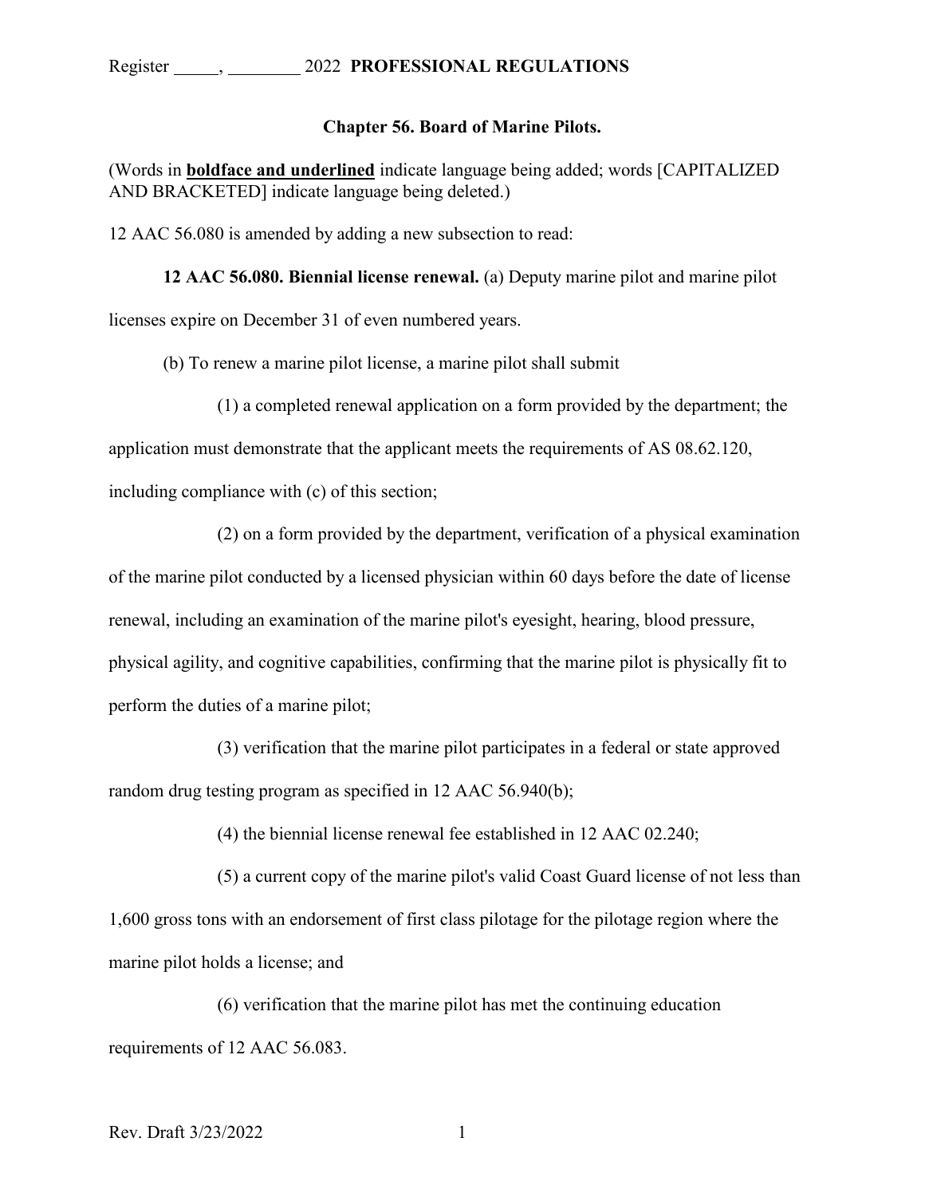Register _____, ________ 2022 **PROFESSIONAL REGULATIONS**

## Chapter 56. Board of Marine Pilots.

(Words in **<u>boldface and underlined</u>** indicate language being added; words [CAPITALIZED AND BRACKETED] indicate language being deleted.)

12 AAC 56.080 is amended by adding a new subsection to read:

**12 AAC 56.080. Biennial license renewal.** (a) Deputy marine pilot and marine pilot licenses expire on December 31 of even numbered years.

(b) To renew a marine pilot license, a marine pilot shall submit

(1) a completed renewal application on a form provided by the department; the application must demonstrate that the applicant meets the requirements of AS 08.62.120, including compliance with (c) of this section;

(2) on a form provided by the department, verification of a physical examination of the marine pilot conducted by a licensed physician within 60 days before the date of license renewal, including an examination of the marine pilot's eyesight, hearing, blood pressure, physical agility, and cognitive capabilities, confirming that the marine pilot is physically fit to perform the duties of a marine pilot;

(3) verification that the marine pilot participates in a federal or state approved random drug testing program as specified in 12 AAC 56.940(b);

(4) the biennial license renewal fee established in 12 AAC 02.240;

(5) a current copy of the marine pilot's valid Coast Guard license of not less than 1,600 gross tons with an endorsement of first class pilotage for the pilotage region where the marine pilot holds a license; and

(6) verification that the marine pilot has met the continuing education requirements of 12 AAC 56.083.

Rev. Draft 3/23/2022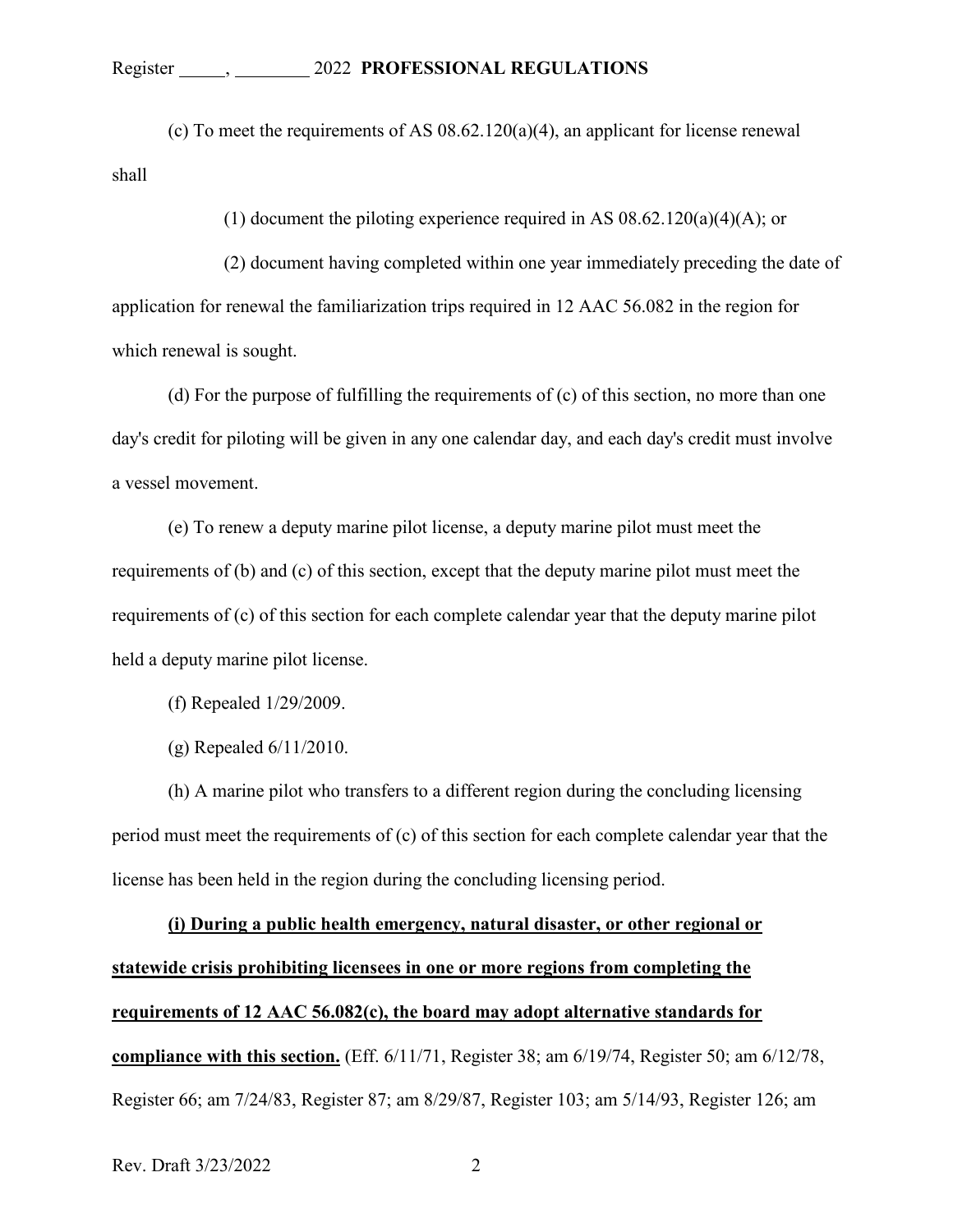(c) To meet the requirements of AS 08.62.120(a)(4), an applicant for license renewal shall

(1) document the piloting experience required in AS 08.62.120(a)(4)(A); or

(2) document having completed within one year immediately preceding the date of application for renewal the familiarization trips required in 12 AAC 56.082 in the region for which renewal is sought.

(d) For the purpose of fulfilling the requirements of (c) of this section, no more than one day's credit for piloting will be given in any one calendar day, and each day's credit must involve a vessel movement.

(e) To renew a deputy marine pilot license, a deputy marine pilot must meet the requirements of (b) and (c) of this section, except that the deputy marine pilot must meet the requirements of (c) of this section for each complete calendar year that the deputy marine pilot held a deputy marine pilot license.

(f) Repealed 1/29/2009.

(g) Repealed 6/11/2010.

(h) A marine pilot who transfers to a different region during the concluding licensing period must meet the requirements of (c) of this section for each complete calendar year that the license has been held in the region during the concluding licensing period.

**(i) During a public health emergency, natural disaster, or other regional or statewide crisis prohibiting licensees in one or more regions from completing the requirements of 12 AAC 56.082(c), the board may adopt alternative standards for compliance with this section.** (Eff. 6/11/71, Register 38; am 6/19/74, Register 50; am 6/12/78, Register 66; am 7/24/83, Register 87; am 8/29/87, Register 103; am 5/14/93, Register 126; am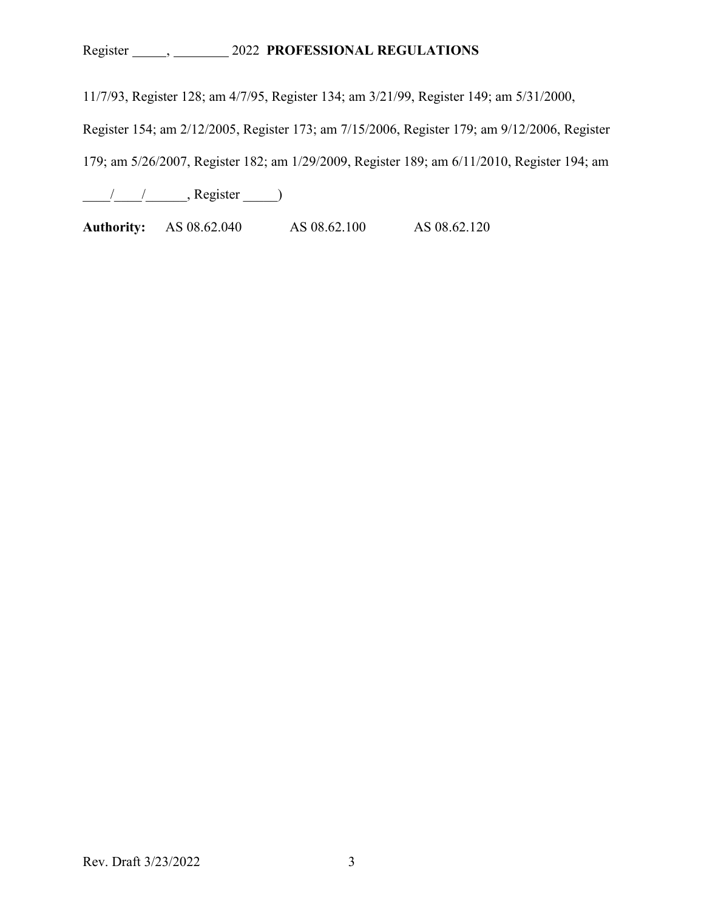11/7/93, Register 128; am 4/7/95, Register 134; am 3/21/99, Register 149; am 5/31/2000, Register 154; am 2/12/2005, Register 173; am 7/15/2006, Register 179; am 9/12/2006, Register 179; am 5/26/2007, Register 182; am 1/29/2009, Register 189; am 6/11/2010, Register 194; am \_\_\_\_/\_\_\_\_/\_\_\_\_\_\_, Register \_\_\_\_\_)

**Authority:** AS 08.62.040 AS 08.62.100 AS 08.62.120